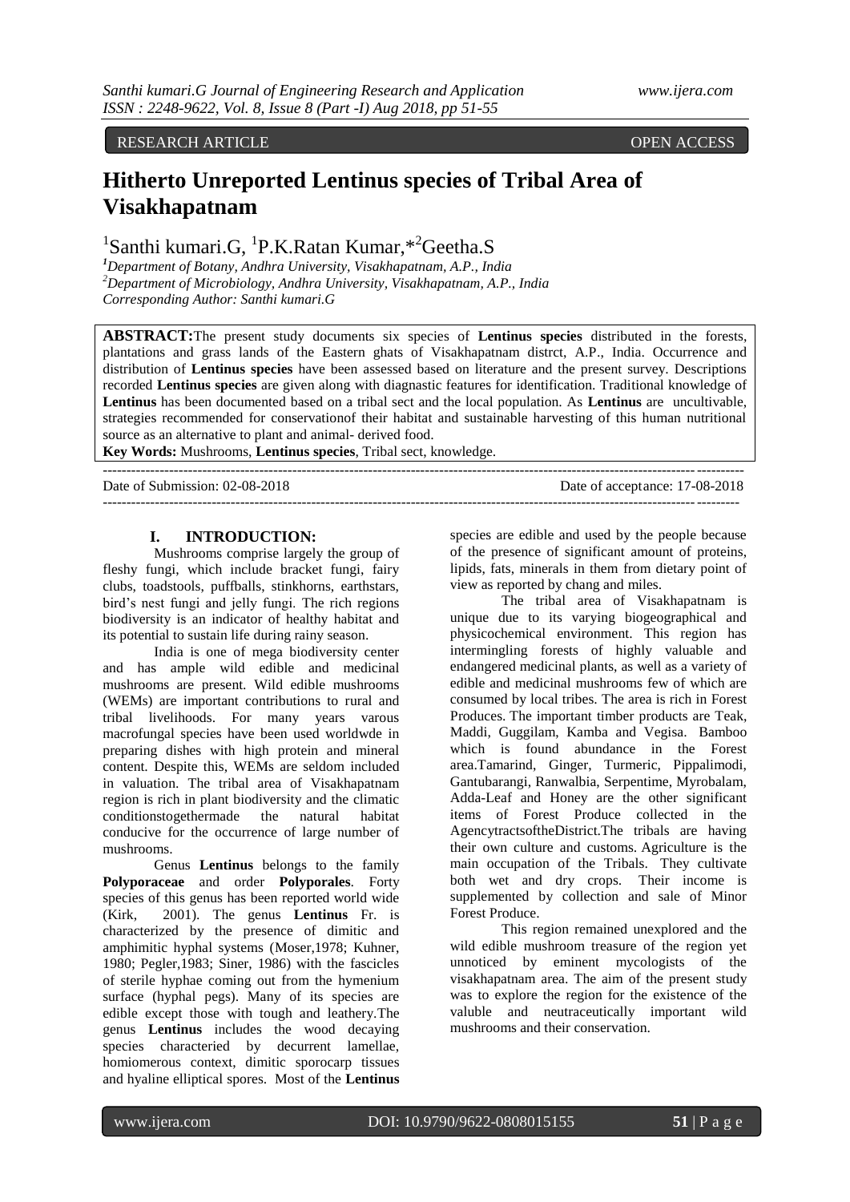RESEARCH ARTICLE OPEN ACCESS

# Hitherto Unreported Lentinus species of Tribal Area of Visakhapatnam

[1]Santhi kumari.G, [1]P.K.Ratan Kumar,*[2]Geetha.S

*[1]Department of Botany, Andhra University, Visakhapatnam, A.P., India*
*[2]Department of Microbiology, Andhra University, Visakhapatnam, A.P., India*
*Corresponding Author: Santhi kumari.G*

**ABSTRACT:**The present study documents six species of **Lentinus species** distributed in the forests, plantations and grass lands of the Eastern ghats of Visakhapatnam distrct, A.P., India. Occurrence and distribution of **Lentinus species** have been assessed based on literature and the present survey. Descriptions recorded **Lentinus species** are given along with diagnastic features for identification. Traditional knowledge of **Lentinus** has been documented based on a tribal sect and the local population. As **Lentinus** are uncultivable, strategies recommended for conservationof their habitat and sustainable harvesting of this human nutritional source as an alternative to plant and animal- derived food.

**Key Words:** Mushrooms, **Lentinus species**, Tribal sect, knowledge.

---

Date of Submission: 02-08-2018 Date of acceptance: 17-08-2018

---

## I. INTRODUCTION:

Mushrooms comprise largely the group of fleshy fungi, which include bracket fungi, fairy clubs, toadstools, puffballs, stinkhorns, earthstars, bird's nest fungi and jelly fungi. The rich regions biodiversity is an indicator of healthy habitat and its potential to sustain life during rainy season.

India is one of mega biodiversity center and has ample wild edible and medicinal mushrooms are present. Wild edible mushrooms (WEMs) are important contributions to rural and tribal livelihoods. For many years varous macrofungal species have been used worldwde in preparing dishes with high protein and mineral content. Despite this, WEMs are seldom included in valuation. The tribal area of Visakhapatnam region is rich in plant biodiversity and the climatic conditionstogethermade the natural habitat conducive for the occurrence of large number of mushrooms.

Genus **Lentinus** belongs to the family **Polyporaceae** and order **Polyporales**. Forty species of this genus has been reported world wide (Kirk, 2001). The genus **Lentinus** Fr. is characterized by the presence of dimitic and amphimitic hyphal systems (Moser,1978; Kuhner, 1980; Pegler,1983; Siner, 1986) with the fascicles of sterile hyphae coming out from the hymenium surface (hyphal pegs). Many of its species are edible except those with tough and leathery.The genus **Lentinus** includes the wood decaying species characteried by decurrent lamellae, homiomerous context, dimitic sporocarp tissues and hyaline elliptical spores. Most of the **Lentinus** species are edible and used by the people because of the presence of significant amount of proteins, lipids, fats, minerals in them from dietary point of view as reported by chang and miles.

The tribal area of Visakhapatnam is unique due to its varying biogeographical and physicochemical environment. This region has intermingling forests of highly valuable and endangered medicinal plants, as well as a variety of edible and medicinal mushrooms few of which are consumed by local tribes. The area is rich in Forest Produces. The important timber products are Teak, Maddi, Guggilam, Kamba and Vegisa. Bamboo which is found abundance in the Forest area.Tamarind, Ginger, Turmeric, Pippalimodi, Gantubarangi, Ranwalbia, Serpentime, Myrobalam, Adda-Leaf and Honey are the other significant items of Forest Produce collected in the AgencytractsoftheDistrict.The tribals are having their own culture and customs. Agriculture is the main occupation of the Tribals. They cultivate both wet and dry crops. Their income is supplemented by collection and sale of Minor Forest Produce.

This region remained unexplored and the wild edible mushroom treasure of the region yet unnoticed by eminent mycologists of the visakhapatnam area. The aim of the present study was to explore the region for the existence of the valuble and neutraceutically important wild mushrooms and their conservation.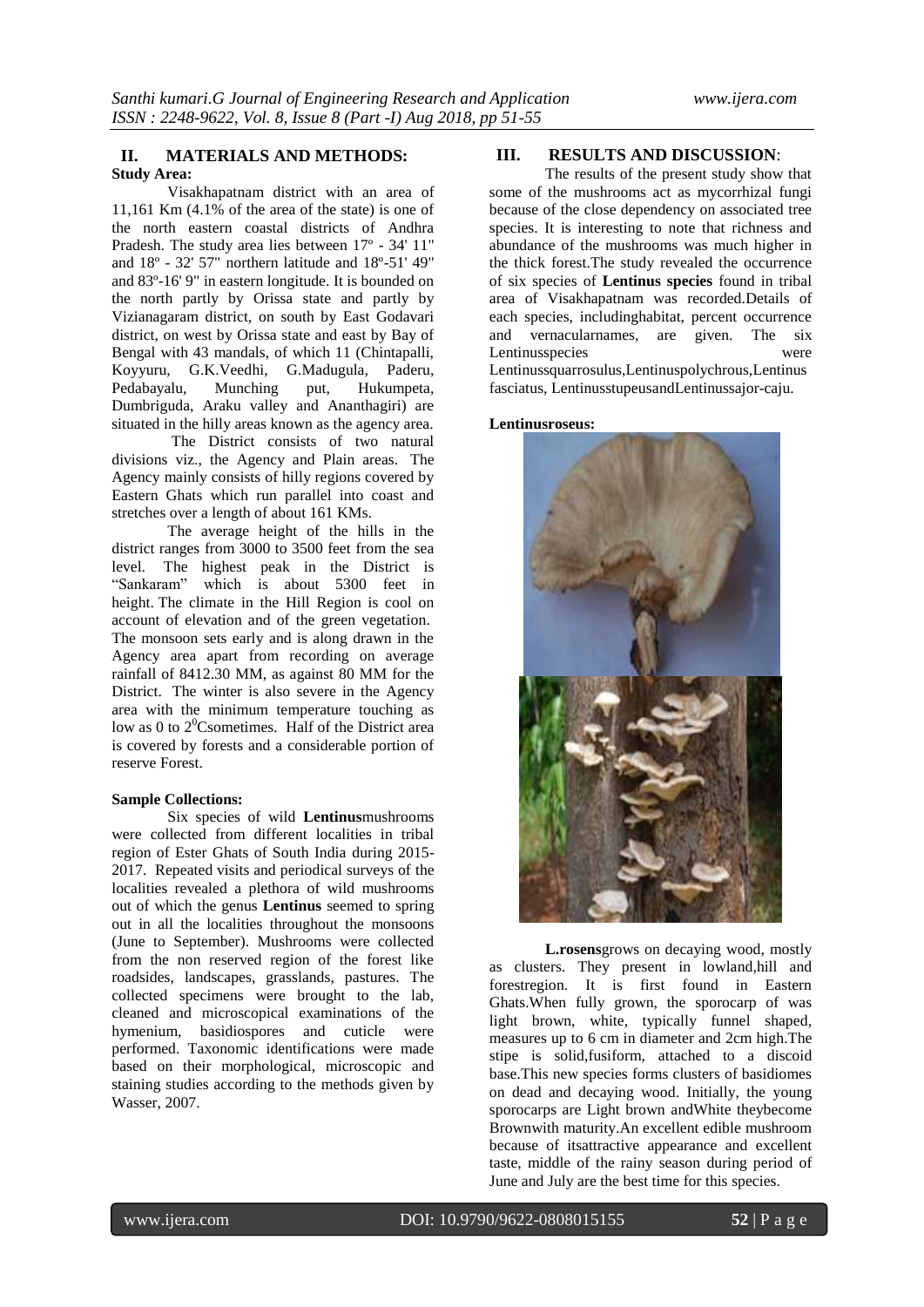## II. MATERIALS AND METHODS:

### Study Area:

Visakhapatnam district with an area of 11,161 Km (4.1% of the area of the state) is one of the north eastern coastal districts of Andhra Pradesh. The study area lies between 17º - 34' 11" and 18º - 32' 57" northern latitude and 18º-51' 49" and 83º-16' 9" in eastern longitude. It is bounded on the north partly by Orissa state and partly by Vizianagaram district, on south by East Godavari district, on west by Orissa state and east by Bay of Bengal with 43 mandals, of which 11 (Chintapalli, Koyyuru, G.K.Veedhi, G.Madugula, Paderu, Pedabayalu, Munching put, Hukumpeta, Dumbriguda, Araku valley and Ananthagiri) are situated in the hilly areas known as the agency area.

The District consists of two natural divisions viz., the Agency and Plain areas. The Agency mainly consists of hilly regions covered by Eastern Ghats which run parallel into coast and stretches over a length of about 161 KMs.

The average height of the hills in the district ranges from 3000 to 3500 feet from the sea level. The highest peak in the District is "Sankaram" which is about 5300 feet in height. The climate in the Hill Region is cool on account of elevation and of the green vegetation. The monsoon sets early and is along drawn in the Agency area apart from recording on average rainfall of 8412.30 MM, as against 80 MM for the District. The winter is also severe in the Agency area with the minimum temperature touching as low as 0 to $2^0$Csometimes. Half of the District area is covered by forests and a considerable portion of reserve Forest.

### Sample Collections:

Six species of wild **Lentinus**mushrooms were collected from different localities in tribal region of Ester Ghats of South India during 2015-2017. Repeated visits and periodical surveys of the localities revealed a plethora of wild mushrooms out of which the genus **Lentinus** seemed to spring out in all the localities throughout the monsoons (June to September). Mushrooms were collected from the non reserved region of the forest like roadsides, landscapes, grasslands, pastures. The collected specimens were brought to the lab, cleaned and microscopical examinations of the hymenium, basidiospores and cuticle were performed. Taxonomic identifications were made based on their morphological, microscopic and staining studies according to the methods given by Wasser, 2007.

## III. RESULTS AND DISCUSSION:

The results of the present study show that some of the mushrooms act as mycorrhizal fungi because of the close dependency on associated tree species. It is interesting to note that richness and abundance of the mushrooms was much higher in the thick forest.The study revealed the occurrence of six species of **Lentinus species** found in tribal area of Visakhapatnam was recorded.Details of each species, includinghabitat, percent occurrence and vernacularnames, are given. The six Lentinusspecies were Lentinussquarrosulus,Lentinuspolychrous,Lentinus fasciatus, LentinusstupeusandLentinussajor-caju.

**Lentinusroseus:**

**L.rosens**grows on decaying wood, mostly as clusters. They present in lowland,hill and forestregion. It is first found in Eastern Ghats.When fully grown, the sporocarp of was light brown, white, typically funnel shaped, measures up to 6 cm in diameter and 2cm high.The stipe is solid,fusiform, attached to a discoid base.This new species forms clusters of basidiomes on dead and decaying wood. Initially, the young sporocarps are Light brown andWhite theybecome Brownwith maturity.An excellent edible mushroom because of itsattractive appearance and excellent taste, middle of the rainy season during period of June and July are the best time for this species.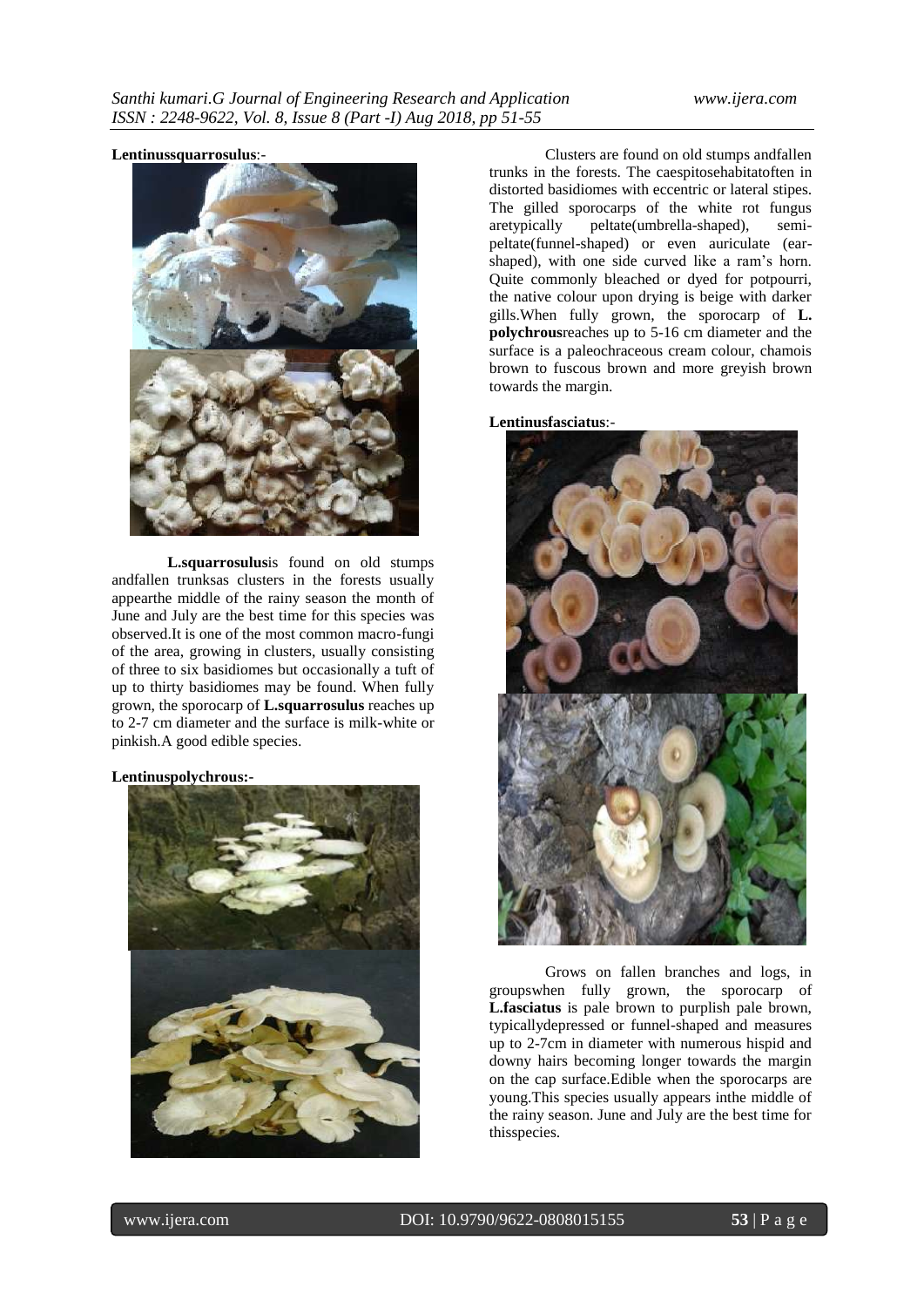**Lentinussquarrosulus**:-

**L.squarrosulus**is found on old stumps andfallen trunksas clusters in the forests usually appearthe middle of the rainy season the month of June and July are the best time for this species was observed.It is one of the most common macro-fungi of the area, growing in clusters, usually consisting of three to six basidiomes but occasionally a tuft of up to thirty basidiomes may be found. When fully grown, the sporocarp of **L.squarrosulus** reaches up to 2-7 cm diameter and the surface is milk-white or pinkish.A good edible species.

**Lentinuspolychrous:-**

Clusters are found on old stumps andfallen trunks in the forests. The caespitosehabitatoften in distorted basidiomes with eccentric or lateral stipes. The gilled sporocarps of the white rot fungus aretypically peltate(umbrella-shaped), semi-peltate(funnel-shaped) or even auriculate (ear-shaped), with one side curved like a ram's horn. Quite commonly bleached or dyed for potpourri, the native colour upon drying is beige with darker gills.When fully grown, the sporocarp of **L. polychrous**reaches up to 5-16 cm diameter and the surface is a paleochraceous cream colour, chamois brown to fuscous brown and more greyish brown towards the margin.

**Lentinusfasciatus**:-

Grows on fallen branches and logs, in groupswhen fully grown, the sporocarp of **L.fasciatus** is pale brown to purplish pale brown, typicallydepressed or funnel-shaped and measures up to 2-7cm in diameter with numerous hispid and downy hairs becoming longer towards the margin on the cap surface.Edible when the sporocarps are young.This species usually appears inthe middle of the rainy season. June and July are the best time for thisspecies.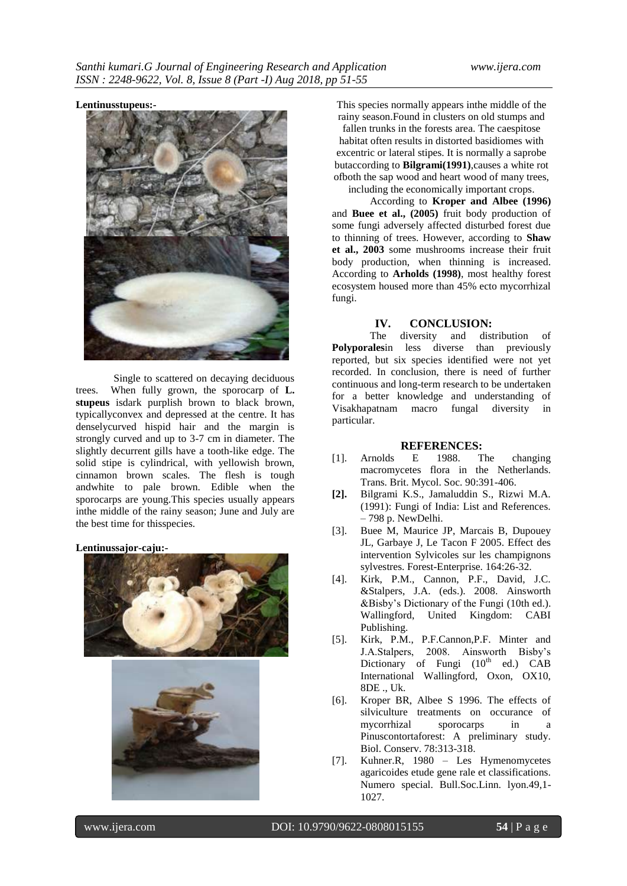**Lentinusstupeus:-**

Single to scattered on decaying deciduous trees. When fully grown, the sporocarp of **L. stupeus** isdark purplish brown to black brown, typicallyconvex and depressed at the centre. It has denselycurved hispid hair and the margin is strongly curved and up to 3-7 cm in diameter. The slightly decurrent gills have a tooth-like edge. The solid stipe is cylindrical, with yellowish brown, cinnamon brown scales. The flesh is tough andwhite to pale brown. Edible when the sporocarps are young.This species usually appears inthe middle of the rainy season; June and July are the best time for thisspecies.

**Lentinussajor-caju:-**

This species normally appears inthe middle of the rainy season.Found in clusters on old stumps and fallen trunks in the forests area. The caespitose habitat often results in distorted basidiomes with excentric or lateral stipes. It is normally a saprobe butaccording to **Bilgrami(1991)**,causes a white rot ofboth the sap wood and heart wood of many trees, including the economically important crops.

According to **Kroper and Albee (1996)** and **Buee et al., (2005)** fruit body production of some fungi adversely affected disturbed forest due to thinning of trees. However, according to **Shaw et al., 2003** some mushrooms increase their fruit body production, when thinning is increased. According to **Arholds (1998)**, most healthy forest ecosystem housed more than 45% ecto mycorrhizal fungi.

## IV. CONCLUSION:

The diversity and distribution of **Polyporales**in less diverse than previously reported, but six species identified were not yet recorded. In conclusion, there is need of further continuous and long-term research to be undertaken for a better knowledge and understanding of Visakhapatnam macro fungal diversity in particular.

## REFERENCES:

[1]. Arnolds E 1988. The changing macromycetes flora in the Netherlands. Trans. Brit. Mycol. Soc. 90:391-406.

**[2].** Bilgrami K.S., Jamaluddin S., Rizwi M.A. (1991): Fungi of India: List and References. – 798 p. NewDelhi.

[3]. Buee M, Maurice JP, Marcais B, Dupouey JL, Garbaye J, Le Tacon F 2005. Effect des intervention Sylvicoles sur les champignons sylvestres. Forest-Enterprise. 164:26-32.

[4]. Kirk, P.M., Cannon, P.F., David, J.C. &Stalpers, J.A. (eds.). 2008. Ainsworth &Bisby's Dictionary of the Fungi (10th ed.). Wallingford, United Kingdom: CABI Publishing.

[5]. Kirk, P.M., P.F.Cannon,P.F. Minter and J.A.Stalpers, 2008. Ainsworth Bisby's Dictionary of Fungi (10th ed.) CAB International Wallingford, Oxon, OX10, 8DE ., Uk.

[6]. Kroper BR, Albee S 1996. The effects of silviculture treatments on occurance of mycorrhizal sporocarps in a Pinuscontortaforest: A preliminary study. Biol. Conserv. 78:313-318.

[7]. Kuhner.R, 1980 – Les Hymenomycetes agaricoides etude gene rale et classifications. Numero special. Bull.Soc.Linn. lyon.49,1-1027.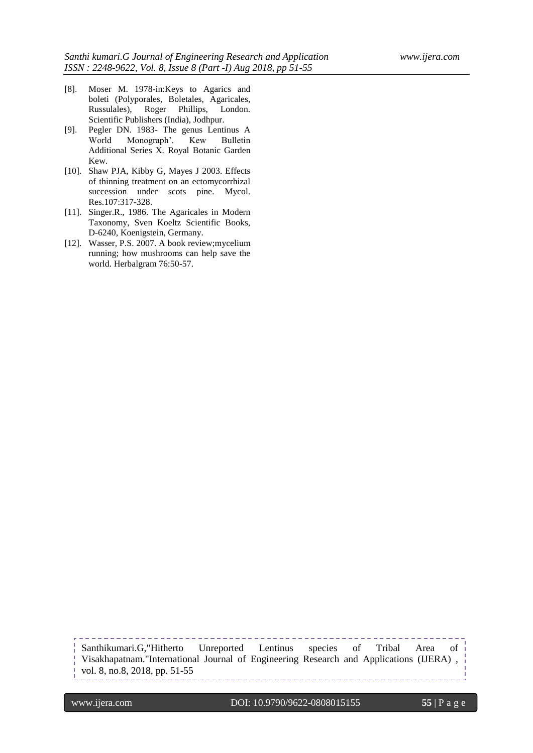[8]. Moser M. 1978-in:Keys to Agarics and boleti (Polyporales, Boletales, Agaricales, Russulales), Roger Phillips, London. Scientific Publishers (India), Jodhpur.

[9]. Pegler DN. 1983- The genus Lentinus A World Monograph'. Kew Bulletin Additional Series X. Royal Botanic Garden Kew.

[10]. Shaw PJA, Kibby G, Mayes J 2003. Effects of thinning treatment on an ectomycorrhizal succession under scots pine. Mycol. Res.107:317-328.

[11]. Singer.R., 1986. The Agaricales in Modern Taxonomy, Sven Koeltz Scientific Books, D-6240, Koenigstein, Germany.

[12]. Wasser, P.S. 2007. A book review;mycelium running; how mushrooms can help save the world. Herbalgram 76:50-57.

Santhikumari.G,"Hitherto Unreported Lentinus species of Tribal Area of Visakhapatnam."International Journal of Engineering Research and Applications (IJERA) , vol. 8, no.8, 2018, pp. 51-55